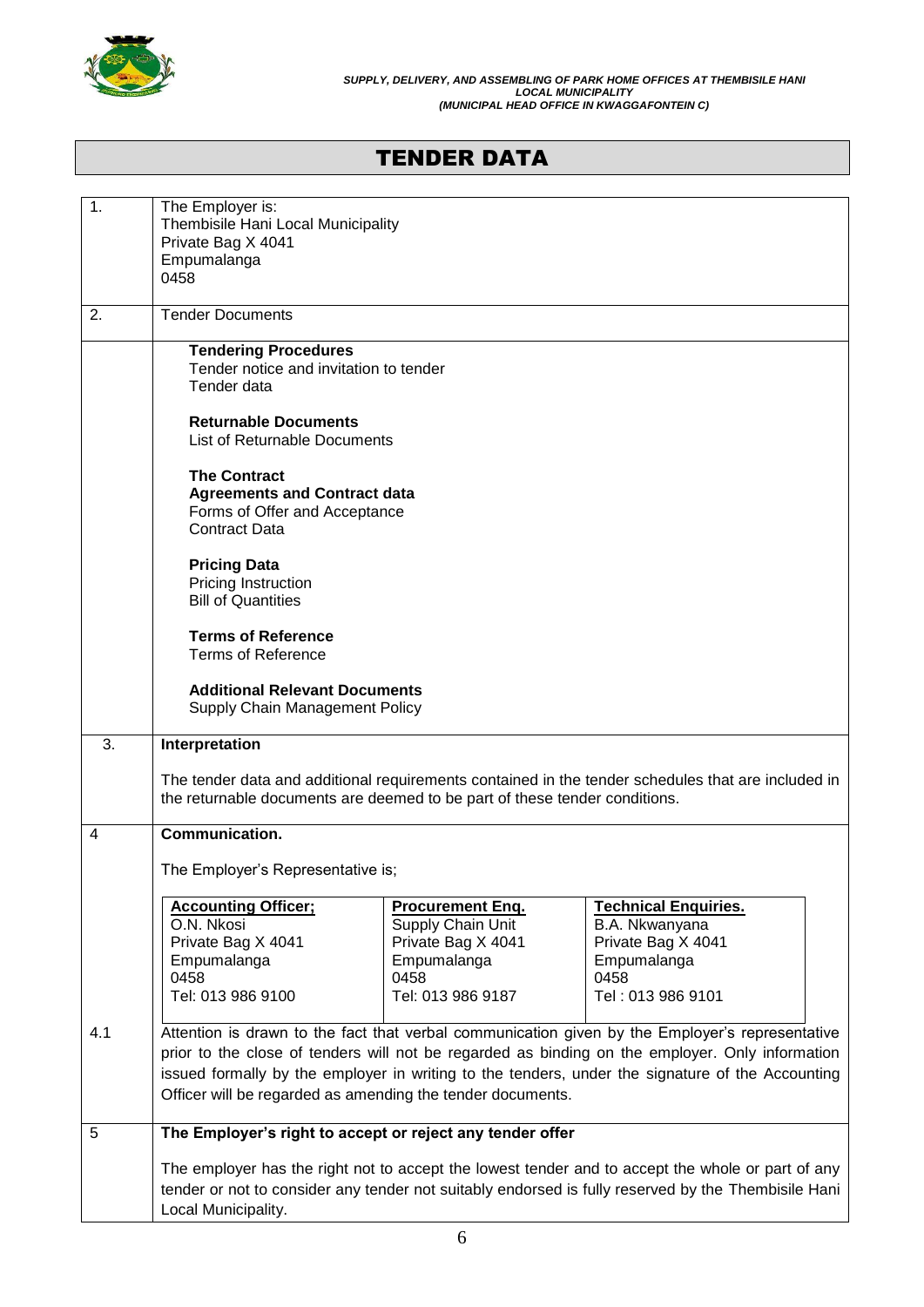# TENDER DATA

| | |
|---|---|
| 1. | The Employer is:<br>Thembisile Hani Local Municipality<br>Private Bag X 4041<br>Empumalanga<br>0458 |
| 2. | Tender Documents |
| | **Tendering Procedures**<br>Tender notice and invitation to tender<br>Tender data<br><br>**Returnable Documents**<br>List of Returnable Documents<br><br>**The Contract**<br>**Agreements and Contract data**<br>Forms of Offer and Acceptance<br>Contract Data<br><br>**Pricing Data**<br>Pricing Instruction<br>Bill of Quantities<br><br>**Terms of Reference**<br>Terms of Reference<br><br>**Additional Relevant Documents**<br>Supply Chain Management Policy |
| 3. | **Interpretation**<br><br>The tender data and additional requirements contained in the tender schedules that are included in the returnable documents are deemed to be part of these tender conditions. |
| 4 | **Communication.**<br><br>The Employer's Representative is; |
| 4.1 | Attention is drawn to the fact that verbal communication given by the Employer's representative prior to the close of tenders will not be regarded as binding on the employer. Only information issued formally by the employer in writing to the tenders, under the signature of the Accounting Officer will be regarded as amending the tender documents. |
| 5 | **The Employer's right to accept or reject any tender offer**<br><br>The employer has the right not to accept the lowest tender and to accept the whole or part of any tender or not to consider any tender not suitably endorsed is fully reserved by the Thembisile Hani Local Municipality. |

| **Accounting Officer;** | **Procurement Enq.** | **Technical Enquiries.** |
|---|---|---|
| O.N. Nkosi | Supply Chain Unit | B.A. Nkwanyana |
| Private Bag X 4041 | Private Bag X 4041 | Private Bag X 4041 |
| Empumalanga | Empumalanga | Empumalanga |
| 0458 | 0458 | 0458 |
| Tel: 013 986 9100 | Tel: 013 986 9187 | Tel : 013 986 9101 |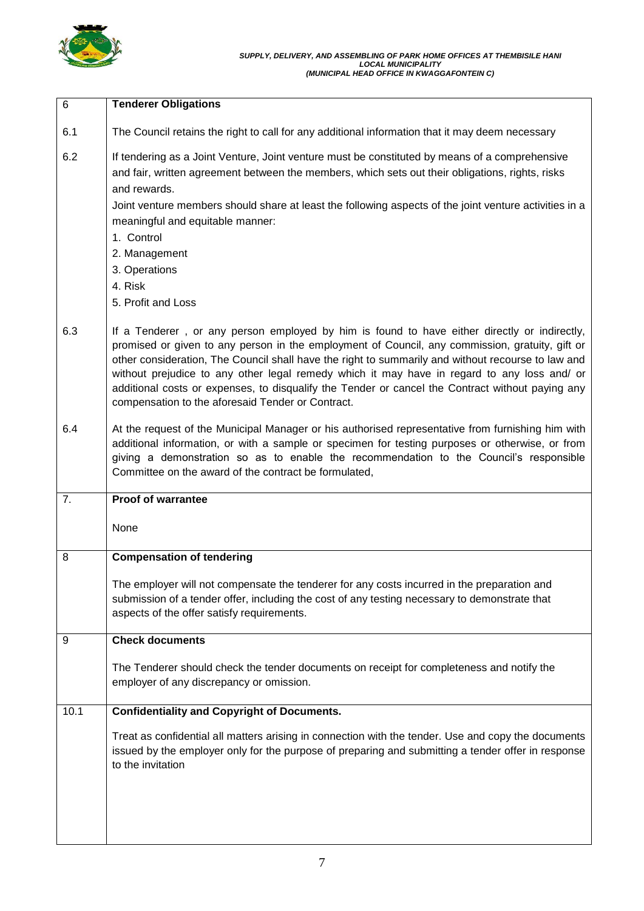| 6 | **Tenderer Obligations** |
| --- | --- |
| 6.1 | The Council retains the right to call for any additional information that it may deem necessary |
| 6.2 | If tendering as a Joint Venture, Joint venture must be constituted by means of a comprehensive and fair, written agreement between the members, which sets out their obligations, rights, risks and rewards.<br>Joint venture members should share at least the following aspects of the joint venture activities in a meaningful and equitable manner:<br>1. Control<br>2. Management<br>3. Operations<br>4. Risk<br>5. Profit and Loss |
| 6.3 | If a Tenderer , or any person employed by him is found to have either directly or indirectly, promised or given to any person in the employment of Council, any commission, gratuity, gift or other consideration, The Council shall have the right to summarily and without recourse to law and without prejudice to any other legal remedy which it may have in regard to any loss and/ or additional costs or expenses, to disqualify the Tender or cancel the Contract without paying any compensation to the aforesaid Tender or Contract. |
| 6.4 | At the request of the Municipal Manager or his authorised representative from furnishing him with additional information, or with a sample or specimen for testing purposes or otherwise, or from giving a demonstration so as to enable the recommendation to the Council's responsible Committee on the award of the contract be formulated, |
| 7. | **Proof of warrantee**<br><br>None |
| 8 | **Compensation of tendering**<br><br>The employer will not compensate the tenderer for any costs incurred in the preparation and submission of a tender offer, including the cost of any testing necessary to demonstrate that aspects of the offer satisfy requirements. |
| 9 | **Check documents**<br><br>The Tenderer should check the tender documents on receipt for completeness and notify the employer of any discrepancy or omission. |
| 10.1 | **Confidentiality and Copyright of Documents.**<br><br>Treat as confidential all matters arising in connection with the tender. Use and copy the documents issued by the employer only for the purpose of preparing and submitting a tender offer in response to the invitation |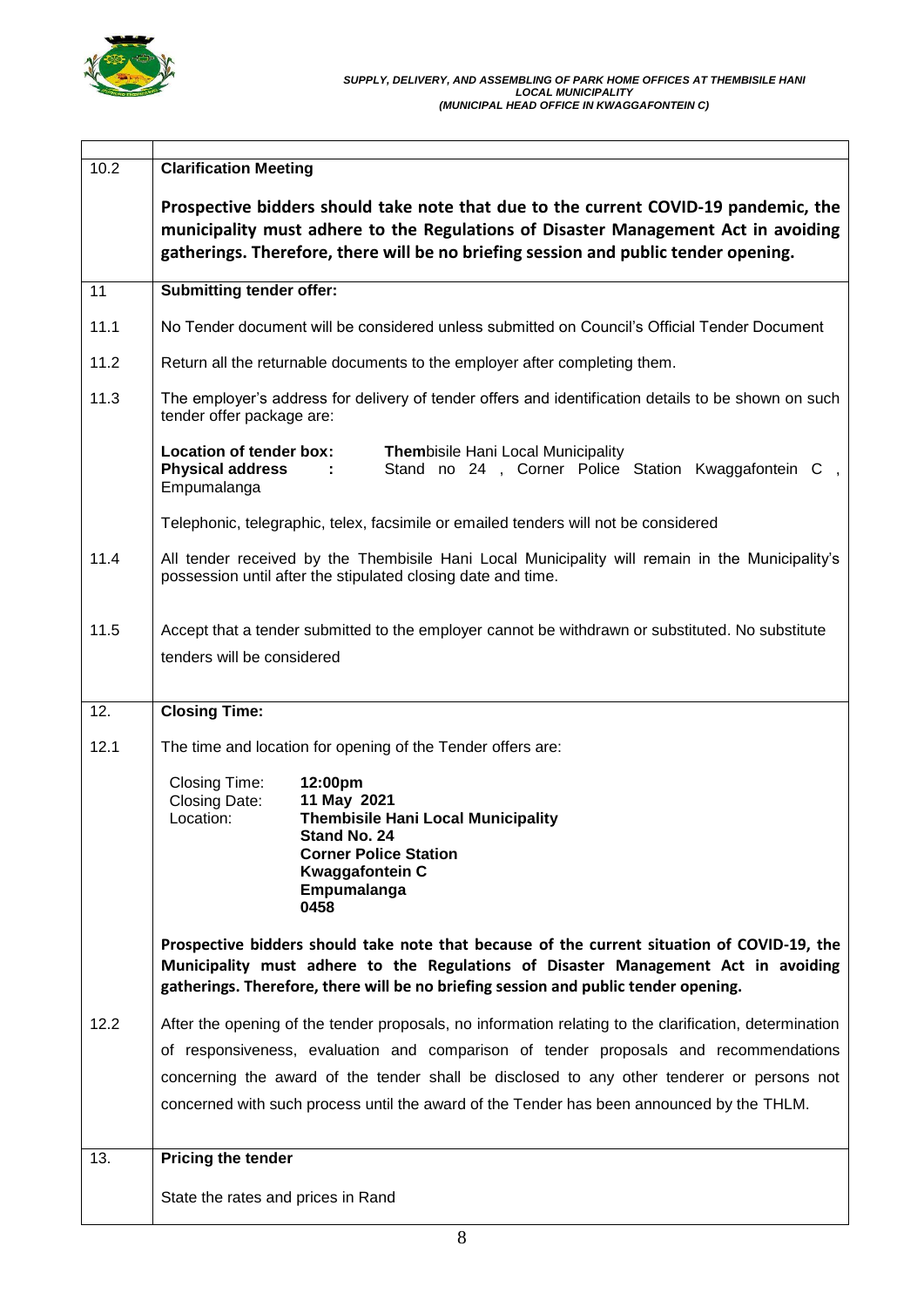| | |
|---|---|
| 10.2 | **Clarification Meeting** |
| | **Prospective bidders should take note that due to the current COVID-19 pandemic, the municipality must adhere to the Regulations of Disaster Management Act in avoiding gatherings. Therefore, there will be no briefing session and public tender opening.** |
| 11 | **Submitting tender offer:** |
| 11.1 | No Tender document will be considered unless submitted on Council's Official Tender Document |
| 11.2 | Return all the returnable documents to the employer after completing them. |
| 11.3 | The employer's address for delivery of tender offers and identification details to be shown on such tender offer package are:<br><br>**Location of tender box:** **Them**bisile Hani Local Municipality<br>**Physical address :** Stand no 24 , Corner Police Station Kwaggafontein C , Empumalanga<br><br>Telephonic, telegraphic, telex, facsimile or emailed tenders will not be considered |
| 11.4 | All tender received by the Thembisile Hani Local Municipality will remain in the Municipality's possession until after the stipulated closing date and time. |
| 11.5 | Accept that a tender submitted to the employer cannot be withdrawn or substituted. No substitute tenders will be considered |
| 12. | **Closing Time:** |
| 12.1 | The time and location for opening of the Tender offers are:<br><br>Closing Time: **12:00pm**<br>Closing Date: **11 May 2021**<br>Location: **Thembisile Hani Local Municipality**<br>**Stand No. 24**<br>**Corner Police Station**<br>**Kwaggafontein C**<br>**Empumalanga**<br>**0458**<br><br>**Prospective bidders should take note that because of the current situation of COVID-19, the Municipality must adhere to the Regulations of Disaster Management Act in avoiding gatherings. Therefore, there will be no briefing session and public tender opening.** |
| 12.2 | After the opening of the tender proposals, no information relating to the clarification, determination of responsiveness, evaluation and comparison of tender proposals and recommendations concerning the award of the tender shall be disclosed to any other tenderer or persons not concerned with such process until the award of the Tender has been announced by the THLM. |
| 13. | **Pricing the tender**<br><br>State the rates and prices in Rand |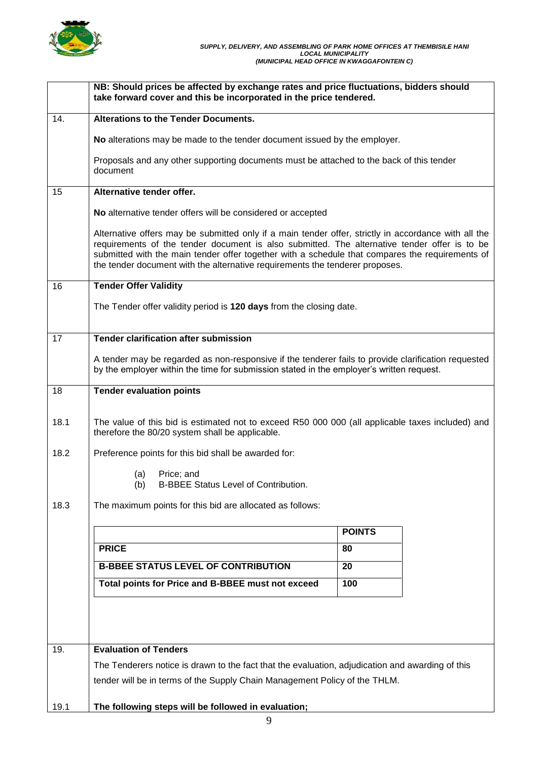| | |
|---|---|
| | **NB: Should prices be affected by exchange rates and price fluctuations, bidders should take forward cover and this be incorporated in the price tendered.** |
| 14. | **Alterations to the Tender Documents.**<br><br>**No** alterations may be made to the tender document issued by the employer.<br><br>Proposals and any other supporting documents must be attached to the back of this tender document |
| 15 | **Alternative tender offer.**<br><br>**No** alternative tender offers will be considered or accepted<br><br>Alternative offers may be submitted only if a main tender offer, strictly in accordance with all the requirements of the tender document is also submitted. The alternative tender offer is to be submitted with the main tender offer together with a schedule that compares the requirements of the tender document with the alternative requirements the tenderer proposes. |
| 16 | **Tender Offer Validity**<br><br>The Tender offer validity period is **120 days** from the closing date. |
| 17 | **Tender clarification after submission**<br><br>A tender may be regarded as non-responsive if the tenderer fails to provide clarification requested by the employer within the time for submission stated in the employer's written request. |
| 18 | **Tender evaluation points** |
| 18.1 | The value of this bid is estimated not to exceed R50 000 000 (all applicable taxes included) and therefore the 80/20 system shall be applicable. |
| 18.2 | Preference points for this bid shall be awarded for:<br><br>(a) Price; and<br>(b) B-BBEE Status Level of Contribution. |
| 18.3 | The maximum points for this bid are allocated as follows: |

| | **POINTS** |
|---|---|
| **PRICE** | **80** |
| **B-BBEE STATUS LEVEL OF CONTRIBUTION** | **20** |
| **Total points for Price and B-BBEE must not exceed** | **100** |

| | |
|---|---|
| 19. | **Evaluation of Tenders**<br><br>The Tenderers notice is drawn to the fact that the evaluation, adjudication and awarding of this tender will be in terms of the Supply Chain Management Policy of the THLM. |
| 19.1 | **The following steps will be followed in evaluation;** |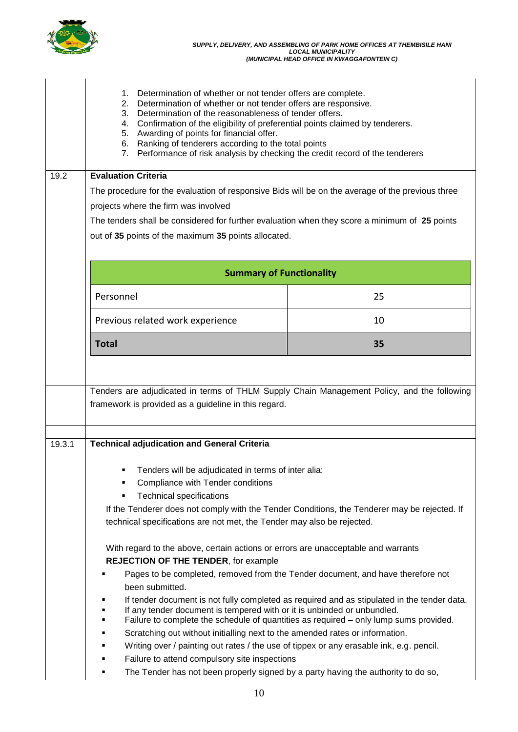1. Determination of whether or not tender offers are complete.
2. Determination of whether or not tender offers are responsive.
3. Determination of the reasonableness of tender offers.
4. Confirmation of the eligibility of preferential points claimed by tenderers.
5. Awarding of points for financial offer.
6. Ranking of tenderers according to the total points
7. Performance of risk analysis by checking the credit record of the tenderers

**19.2 Evaluation Criteria**

The procedure for the evaluation of responsive Bids will be on the average of the previous three projects where the firm was involved

The tenders shall be considered for further evaluation when they score a minimum of **25** points out of **35** points of the maximum **35** points allocated.

| **Summary of Functionality** | |
|---|---|
| Personnel | 25 |
| Previous related work experience | 10 |
| **Total** | **35** |

Tenders are adjudicated in terms of THLM Supply Chain Management Policy, and the following framework is provided as a guideline in this regard.

**19.3.1 Technical adjudication and General Criteria**

- Tenders will be adjudicated in terms of inter alia:
- Compliance with Tender conditions
- Technical specifications

If the Tenderer does not comply with the Tender Conditions, the Tenderer may be rejected. If technical specifications are not met, the Tender may also be rejected.

With regard to the above, certain actions or errors are unacceptable and warrants **REJECTION OF THE TENDER**, for example

- Pages to be completed, removed from the Tender document, and have therefore not been submitted.
- If tender document is not fully completed as required and as stipulated in the tender data.
- If any tender document is tempered with or it is unbinded or unbundled.
- Failure to complete the schedule of quantities as required – only lump sums provided.
- Scratching out without initialling next to the amended rates or information.
- Writing over / painting out rates / the use of tippex or any erasable ink, e.g. pencil.
- Failure to attend compulsory site inspections
- The Tender has not been properly signed by a party having the authority to do so,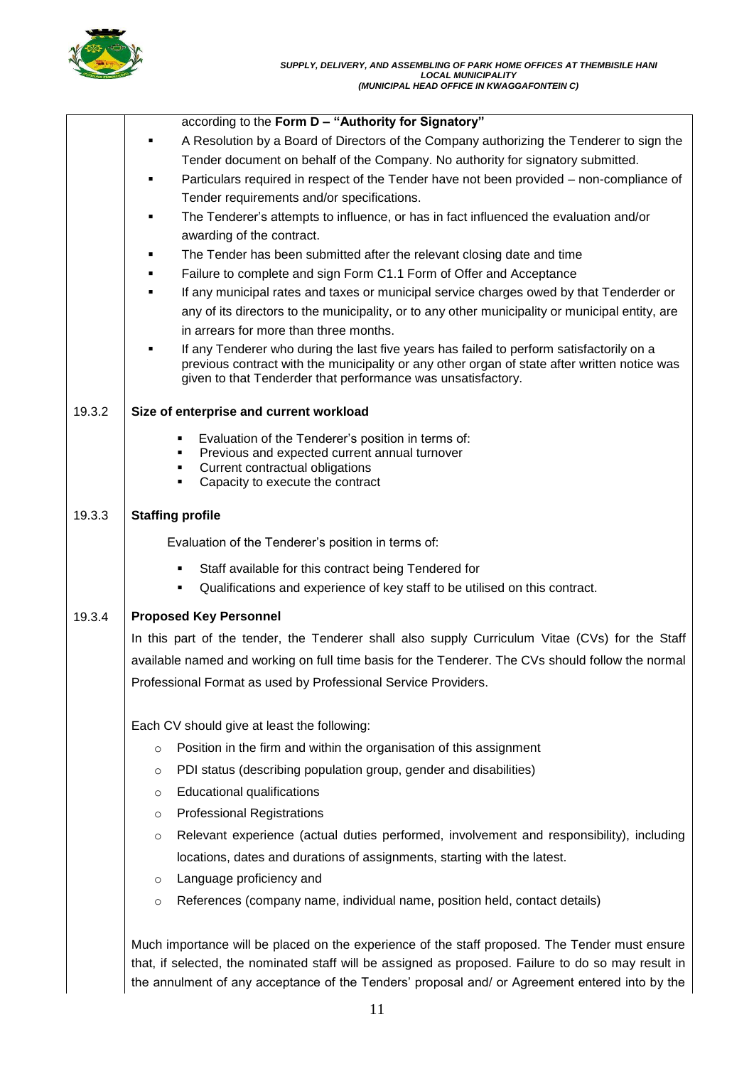according to the **Form D – "Authority for Signatory"**

- A Resolution by a Board of Directors of the Company authorizing the Tenderer to sign the Tender document on behalf of the Company. No authority for signatory submitted.
- Particulars required in respect of the Tender have not been provided – non-compliance of Tender requirements and/or specifications.
- The Tenderer's attempts to influence, or has in fact influenced the evaluation and/or awarding of the contract.
- The Tender has been submitted after the relevant closing date and time
- Failure to complete and sign Form C1.1 Form of Offer and Acceptance
- If any municipal rates and taxes or municipal service charges owed by that Tenderder or any of its directors to the municipality, or to any other municipality or municipal entity, are in arrears for more than three months.
- If any Tenderer who during the last five years has failed to perform satisfactorily on a previous contract with the municipality or any other organ of state after written notice was given to that Tenderder that performance was unsatisfactory.

**19.3.2 Size of enterprise and current workload**

- Evaluation of the Tenderer's position in terms of:
- Previous and expected current annual turnover
- Current contractual obligations
- Capacity to execute the contract

**19.3.3 Staffing profile**

Evaluation of the Tenderer's position in terms of:

- Staff available for this contract being Tendered for
- Qualifications and experience of key staff to be utilised on this contract.

**19.3.4 Proposed Key Personnel**

In this part of the tender, the Tenderer shall also supply Curriculum Vitae (CVs) for the Staff available named and working on full time basis for the Tenderer. The CVs should follow the normal Professional Format as used by Professional Service Providers.

Each CV should give at least the following:

- Position in the firm and within the organisation of this assignment
- PDI status (describing population group, gender and disabilities)
- Educational qualifications
- Professional Registrations
- Relevant experience (actual duties performed, involvement and responsibility), including locations, dates and durations of assignments, starting with the latest.
- Language proficiency and
- References (company name, individual name, position held, contact details)

Much importance will be placed on the experience of the staff proposed. The Tender must ensure that, if selected, the nominated staff will be assigned as proposed. Failure to do so may result in the annulment of any acceptance of the Tenders' proposal and/ or Agreement entered into by the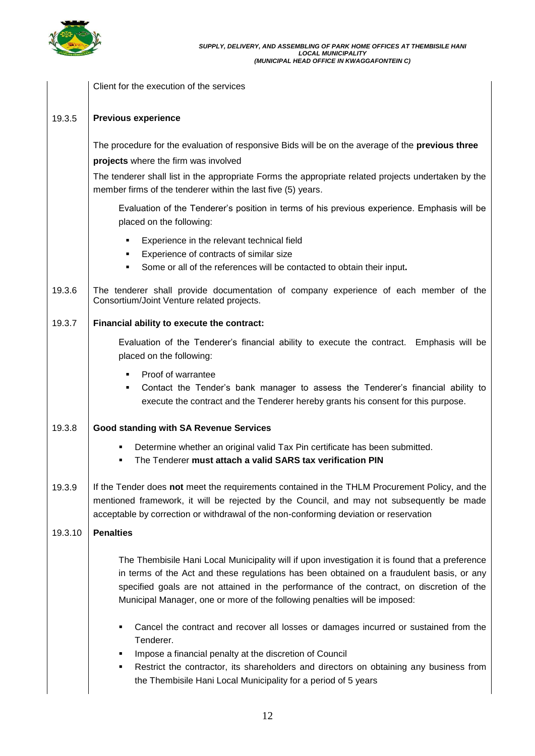Client for the execution of the services

**19.3.5 Previous experience**

The procedure for the evaluation of responsive Bids will be on the average of the **previous three projects** where the firm was involved

The tenderer shall list in the appropriate Forms the appropriate related projects undertaken by the member firms of the tenderer within the last five (5) years.

Evaluation of the Tenderer's position in terms of his previous experience. Emphasis will be placed on the following:

- Experience in the relevant technical field
- Experience of contracts of similar size
- Some or all of the references will be contacted to obtain their input**.**

**19.3.6** The tenderer shall provide documentation of company experience of each member of the Consortium/Joint Venture related projects.

**19.3.7 Financial ability to execute the contract:**

Evaluation of the Tenderer's financial ability to execute the contract. Emphasis will be placed on the following:

- Proof of warrantee
- Contact the Tender's bank manager to assess the Tenderer's financial ability to execute the contract and the Tenderer hereby grants his consent for this purpose.

**19.3.8 Good standing with SA Revenue Services**

- Determine whether an original valid Tax Pin certificate has been submitted.
- The Tenderer **must attach a valid SARS tax verification PIN**

**19.3.9** If the Tender does **not** meet the requirements contained in the THLM Procurement Policy, and the mentioned framework, it will be rejected by the Council, and may not subsequently be made acceptable by correction or withdrawal of the non-conforming deviation or reservation

**19.3.10 Penalties**

The Thembisile Hani Local Municipality will if upon investigation it is found that a preference in terms of the Act and these regulations has been obtained on a fraudulent basis, or any specified goals are not attained in the performance of the contract, on discretion of the Municipal Manager, one or more of the following penalties will be imposed:

- Cancel the contract and recover all losses or damages incurred or sustained from the Tenderer.
- Impose a financial penalty at the discretion of Council
- Restrict the contractor, its shareholders and directors on obtaining any business from the Thembisile Hani Local Municipality for a period of 5 years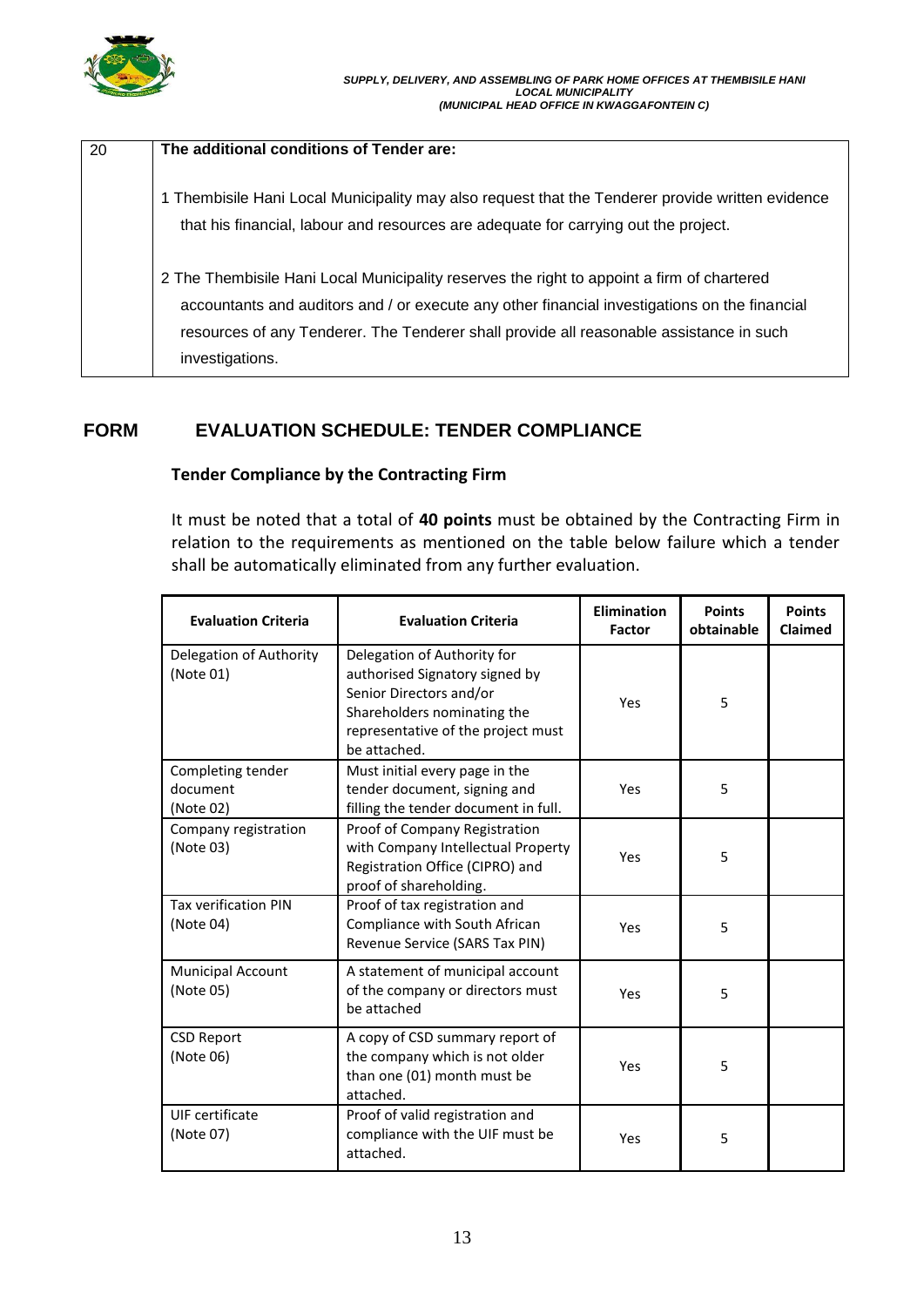| 20 | **The additional conditions of Tender are:**<br><br>1 Thembisile Hani Local Municipality may also request that the Tenderer provide written evidence that his financial, labour and resources are adequate for carrying out the project.<br><br>2 The Thembisile Hani Local Municipality reserves the right to appoint a firm of chartered accountants and auditors and / or execute any other financial investigations on the financial resources of any Tenderer. The Tenderer shall provide all reasonable assistance in such investigations. |
|---|---|

## FORM EVALUATION SCHEDULE: TENDER COMPLIANCE

### Tender Compliance by the Contracting Firm

It must be noted that a total of **40 points** must be obtained by the Contracting Firm in relation to the requirements as mentioned on the table below failure which a tender shall be automatically eliminated from any further evaluation.

| Evaluation Criteria | Evaluation Criteria | Elimination Factor | Points obtainable | Points Claimed |
|---|---|---|---|---|
| Delegation of Authority (Note 01) | Delegation of Authority for authorised Signatory signed by Senior Directors and/or Shareholders nominating the representative of the project must be attached. | Yes | 5 | |
| Completing tender document (Note 02) | Must initial every page in the tender document, signing and filling the tender document in full. | Yes | 5 | |
| Company registration (Note 03) | Proof of Company Registration with Company Intellectual Property Registration Office (CIPRO) and proof of shareholding. | Yes | 5 | |
| Tax verification PIN (Note 04) | Proof of tax registration and Compliance with South African Revenue Service (SARS Tax PIN) | Yes | 5 | |
| Municipal Account (Note 05) | A statement of municipal account of the company or directors must be attached | Yes | 5 | |
| CSD Report (Note 06) | A copy of CSD summary report of the company which is not older than one (01) month must be attached. | Yes | 5 | |
| UIF certificate (Note 07) | Proof of valid registration and compliance with the UIF must be attached. | Yes | 5 | |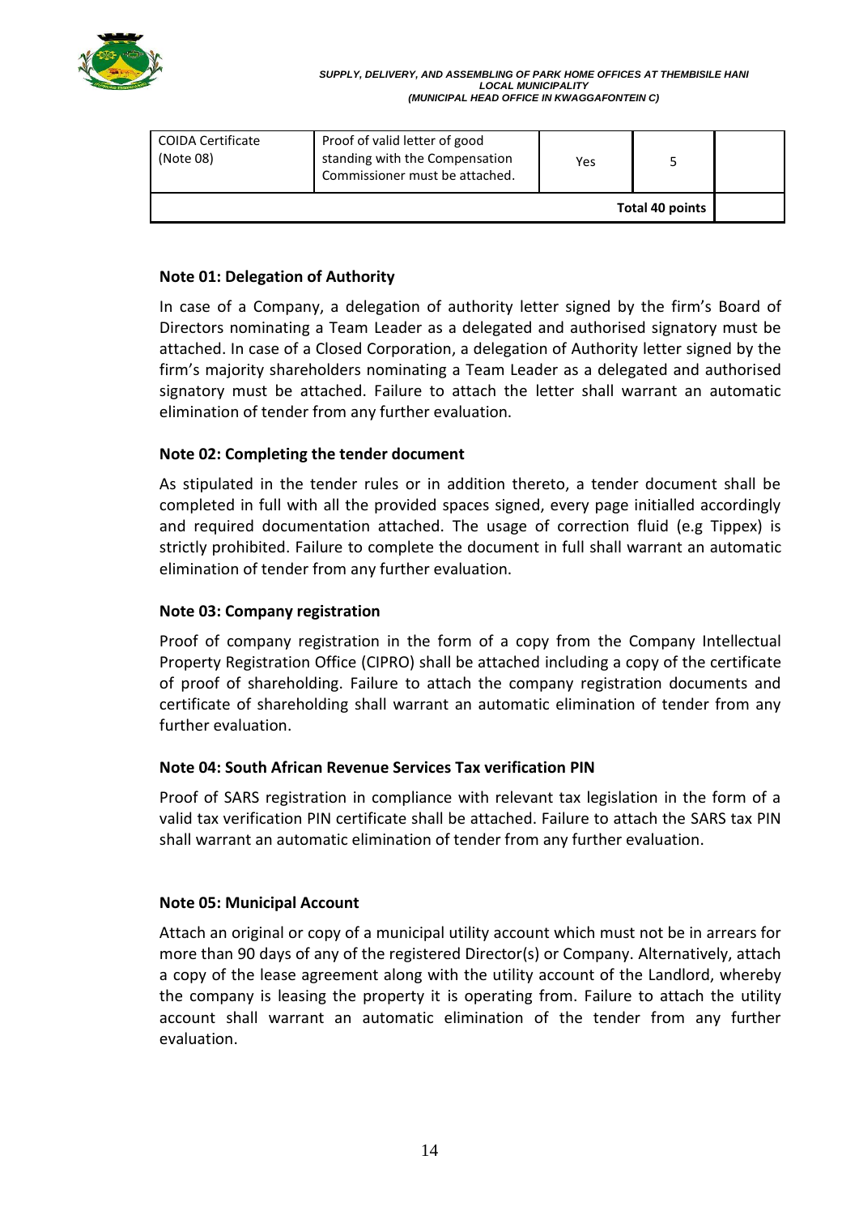| COIDA Certificate (Note 08) | Proof of valid letter of good standing with the Compensation Commissioner must be attached. | Yes | 5 | |
|---|---|---|---|---|
| | | | **Total 40 points** | |

**Note 01: Delegation of Authority**

In case of a Company, a delegation of authority letter signed by the firm's Board of Directors nominating a Team Leader as a delegated and authorised signatory must be attached. In case of a Closed Corporation, a delegation of Authority letter signed by the firm's majority shareholders nominating a Team Leader as a delegated and authorised signatory must be attached. Failure to attach the letter shall warrant an automatic elimination of tender from any further evaluation.

**Note 02: Completing the tender document**

As stipulated in the tender rules or in addition thereto, a tender document shall be completed in full with all the provided spaces signed, every page initialled accordingly and required documentation attached. The usage of correction fluid (e.g Tippex) is strictly prohibited. Failure to complete the document in full shall warrant an automatic elimination of tender from any further evaluation.

**Note 03: Company registration**

Proof of company registration in the form of a copy from the Company Intellectual Property Registration Office (CIPRO) shall be attached including a copy of the certificate of proof of shareholding. Failure to attach the company registration documents and certificate of shareholding shall warrant an automatic elimination of tender from any further evaluation.

**Note 04: South African Revenue Services Tax verification PIN**

Proof of SARS registration in compliance with relevant tax legislation in the form of a valid tax verification PIN certificate shall be attached. Failure to attach the SARS tax PIN shall warrant an automatic elimination of tender from any further evaluation.

**Note 05: Municipal Account**

Attach an original or copy of a municipal utility account which must not be in arrears for more than 90 days of any of the registered Director(s) or Company. Alternatively, attach a copy of the lease agreement along with the utility account of the Landlord, whereby the company is leasing the property it is operating from. Failure to attach the utility account shall warrant an automatic elimination of the tender from any further evaluation.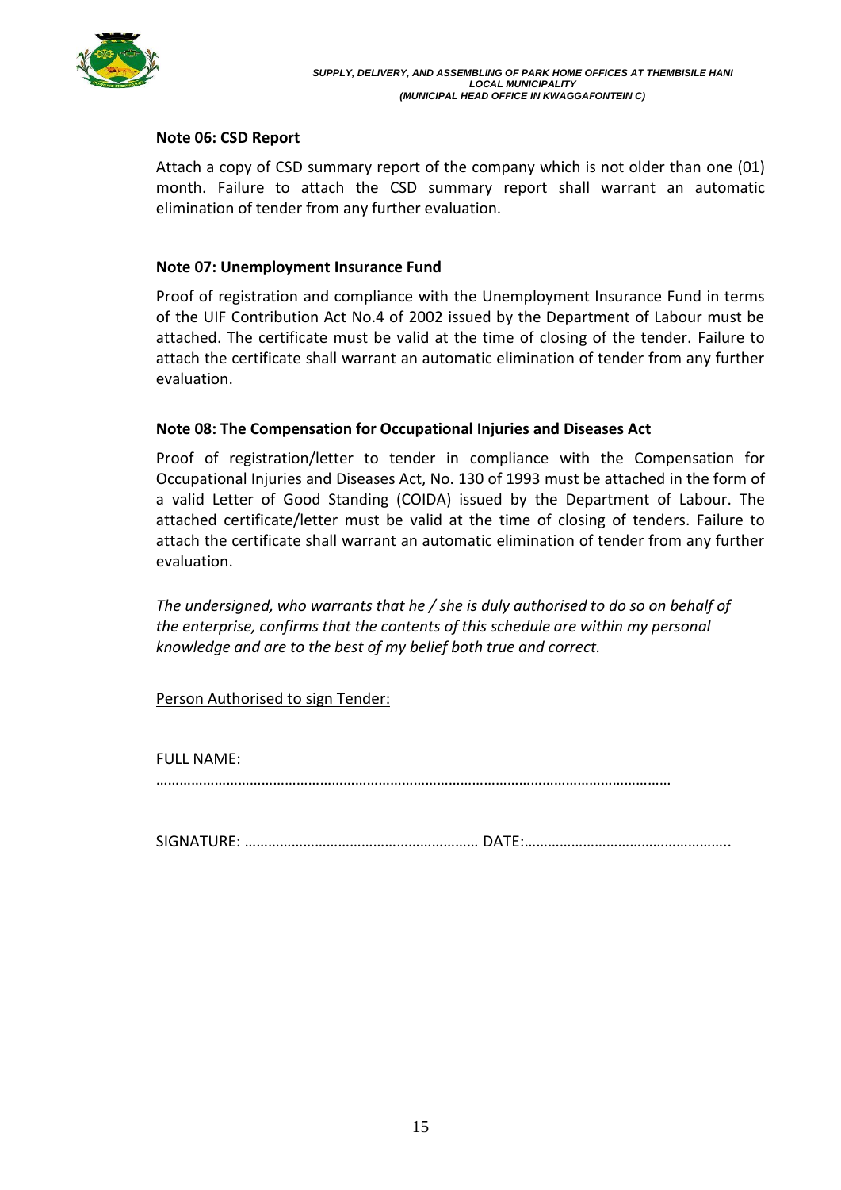**Note 06: CSD Report**

Attach a copy of CSD summary report of the company which is not older than one (01) month. Failure to attach the CSD summary report shall warrant an automatic elimination of tender from any further evaluation.

**Note 07: Unemployment Insurance Fund**

Proof of registration and compliance with the Unemployment Insurance Fund in terms of the UIF Contribution Act No.4 of 2002 issued by the Department of Labour must be attached. The certificate must be valid at the time of closing of the tender. Failure to attach the certificate shall warrant an automatic elimination of tender from any further evaluation.

**Note 08: The Compensation for Occupational Injuries and Diseases Act**

Proof of registration/letter to tender in compliance with the Compensation for Occupational Injuries and Diseases Act, No. 130 of 1993 must be attached in the form of a valid Letter of Good Standing (COIDA) issued by the Department of Labour. The attached certificate/letter must be valid at the time of closing of tenders. Failure to attach the certificate shall warrant an automatic elimination of tender from any further evaluation.

*The undersigned, who warrants that he / she is duly authorised to do so on behalf of the enterprise, confirms that the contents of this schedule are within my personal knowledge and are to the best of my belief both true and correct.*

<u>Person Authorised to sign Tender:</u>

FULL NAME: ……………………………………………………………………………………………………………

SIGNATURE: …………………………………………………… DATE:……………………………………………..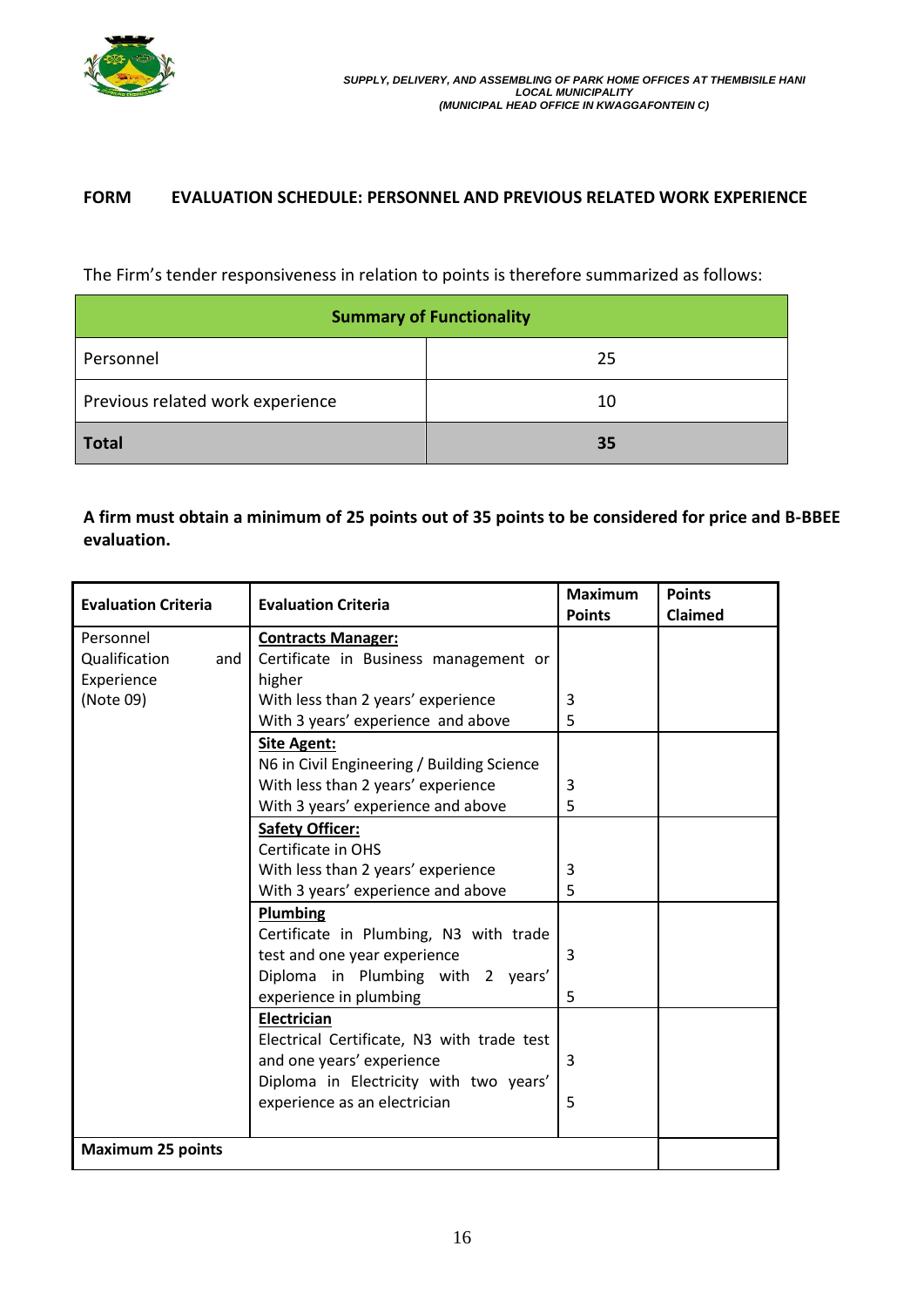**FORM EVALUATION SCHEDULE: PERSONNEL AND PREVIOUS RELATED WORK EXPERIENCE**

The Firm's tender responsiveness in relation to points is therefore summarized as follows:

| Summary of Functionality | |
|---|---|
| Personnel | 25 |
| Previous related work experience | 10 |
| **Total** | **35** |

**A firm must obtain a minimum of 25 points out of 35 points to be considered for price and B-BBEE evaluation.**

| Evaluation Criteria | Evaluation Criteria | Maximum Points | Points Claimed |
|---|---|---|---|
| Personnel Qualification and Experience (Note 09) | **Contracts Manager:** Certificate in Business management or higher<br>With less than 2 years' experience<br>With 3 years' experience and above | <br><br>3<br>5 | |
| | **Site Agent:** N6 in Civil Engineering / Building Science<br>With less than 2 years' experience<br>With 3 years' experience and above | <br>3<br>5 | |
| | **Safety Officer:** Certificate in OHS<br>With less than 2 years' experience<br>With 3 years' experience and above | <br>3<br>5 | |
| | **Plumbing** Certificate in Plumbing, N3 with trade test and one year experience<br>Diploma in Plumbing with 2 years' experience in plumbing | 3<br><br>5 | |
| | **Electrician** Electrical Certificate, N3 with trade test and one years' experience<br>Diploma in Electricity with two years' experience as an electrician | 3<br><br>5 | |
| **Maximum 25 points** | | | |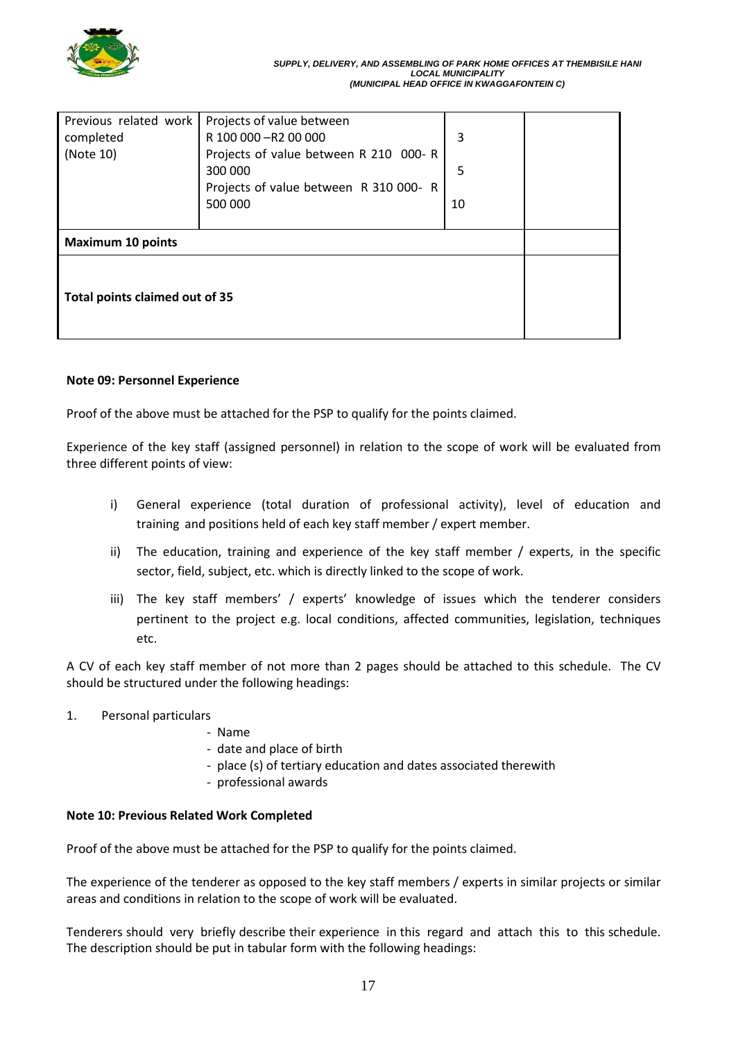| Previous related work completed (Note 10) | Projects of value between R 100 000 –R2 00 000<br>Projects of value between R 210 000- R 300 000<br>Projects of value between R 310 000- R 500 000 | 3<br>5<br>10 | |
|---|---|---|---|
| **Maximum 10 points** | | | |
| **Total points claimed out of 35** | | | |

**Note 09: Personnel Experience**

Proof of the above must be attached for the PSP to qualify for the points claimed.

Experience of the key staff (assigned personnel) in relation to the scope of work will be evaluated from three different points of view:

i) General experience (total duration of professional activity), level of education and training and positions held of each key staff member / expert member.

ii) The education, training and experience of the key staff member / experts, in the specific sector, field, subject, etc. which is directly linked to the scope of work.

iii) The key staff members' / experts' knowledge of issues which the tenderer considers pertinent to the project e.g. local conditions, affected communities, legislation, techniques etc.

A CV of each key staff member of not more than 2 pages should be attached to this schedule. The CV should be structured under the following headings:

1. Personal particulars
   - Name
   - date and place of birth
   - place (s) of tertiary education and dates associated therewith
   - professional awards

**Note 10: Previous Related Work Completed**

Proof of the above must be attached for the PSP to qualify for the points claimed.

The experience of the tenderer as opposed to the key staff members / experts in similar projects or similar areas and conditions in relation to the scope of work will be evaluated.

Tenderers should very briefly describe their experience in this regard and attach this to this schedule. The description should be put in tabular form with the following headings: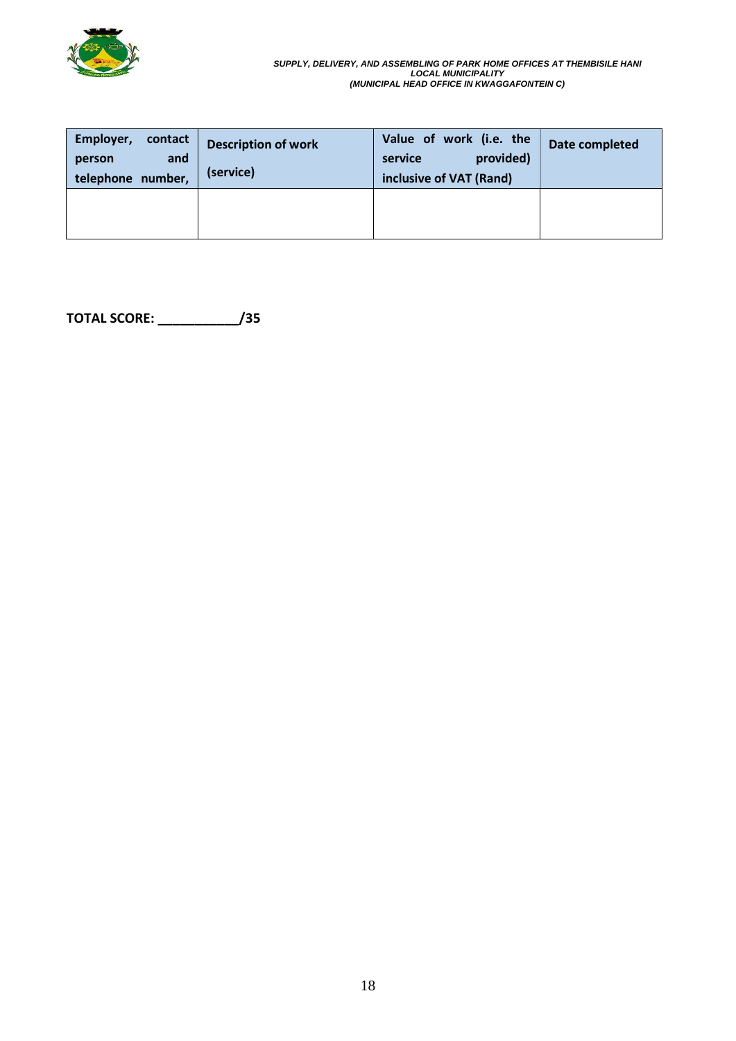| Employer, contact person and telephone number, | Description of work (service) | Value of work (i.e. the service provided) inclusive of VAT (Rand) | Date completed |
| --- | --- | --- | --- |
| | | | |

**TOTAL SCORE: ___________/35**